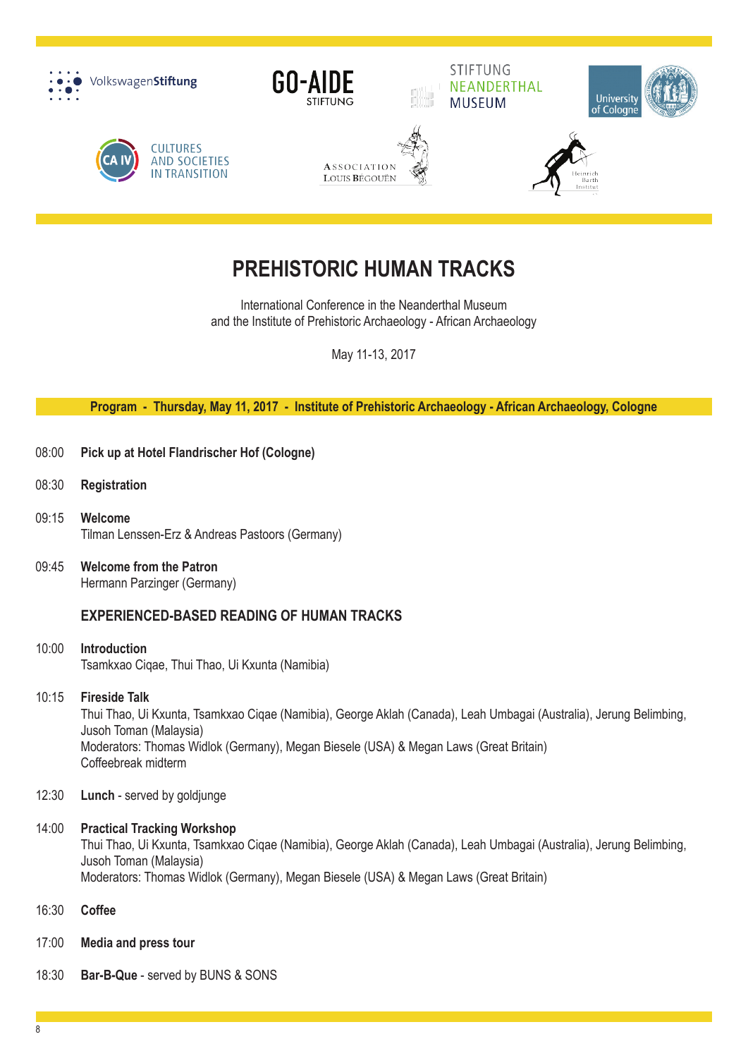# PREHISTORIC HUMAN TRACKS

International Conference in the Neanderthal Museum
and the Institute of Prehistoric Archaeology - African Archaeology

May 11-13, 2017

**Program - Thursday, May 11, 2017 - Institute of Prehistoric Archaeology - African Archaeology, Cologne**

08:00 **Pick up at Hotel Flandrischer Hof (Cologne)**

08:30 **Registration**

09:15 **Welcome**
Tilman Lenssen-Erz & Andreas Pastoors (Germany)

09:45 **Welcome from the Patron**
Hermann Parzinger (Germany)

## EXPERIENCED-BASED READING OF HUMAN TRACKS

10:00 **Introduction**
Tsamkxao Ciqae, Thui Thao, Ui Kxunta (Namibia)

10:15 **Fireside Talk**
Thui Thao, Ui Kxunta, Tsamkxao Ciqae (Namibia), George Aklah (Canada), Leah Umbagai (Australia), Jerung Belimbing, Jusoh Toman (Malaysia)
Moderators: Thomas Widlok (Germany), Megan Biesele (USA) & Megan Laws (Great Britain)
Coffeebreak midterm

12:30 **Lunch** - served by goldjunge

14:00 **Practical Tracking Workshop**
Thui Thao, Ui Kxunta, Tsamkxao Ciqae (Namibia), George Aklah (Canada), Leah Umbagai (Australia), Jerung Belimbing, Jusoh Toman (Malaysia)
Moderators: Thomas Widlok (Germany), Megan Biesele (USA) & Megan Laws (Great Britain)

16:30 **Coffee**

17:00 **Media and press tour**

18:30 **Bar-B-Que** - served by BUNS & SONS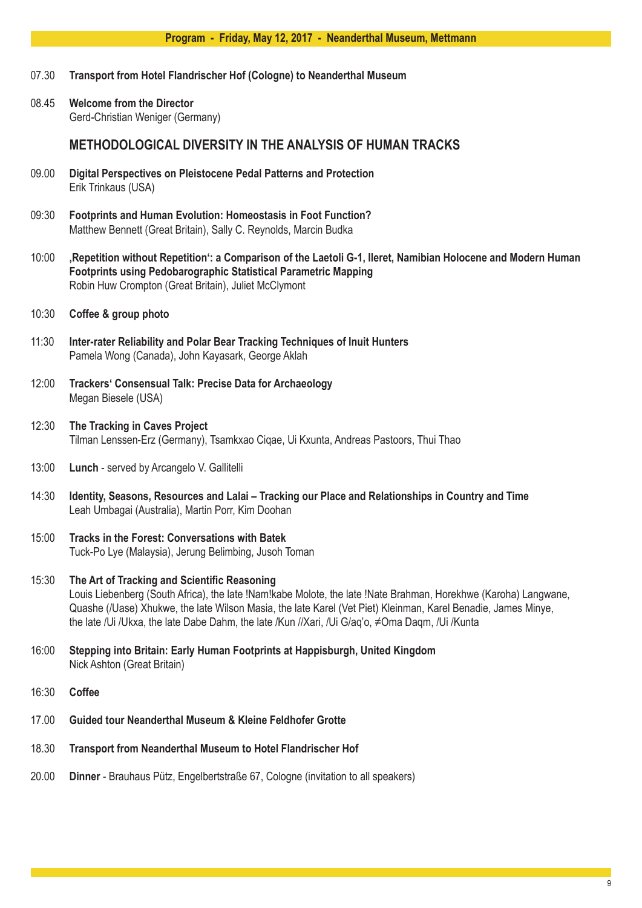## Program - Friday, May 12, 2017 - Neanderthal Museum, Mettmann

07.30 **Transport from Hotel Flandrischer Hof (Cologne) to Neanderthal Museum**

08.45 **Welcome from the Director**
Gerd-Christian Weniger (Germany)

### METHODOLOGICAL DIVERSITY IN THE ANALYSIS OF HUMAN TRACKS

09.00 **Digital Perspectives on Pleistocene Pedal Patterns and Protection**
Erik Trinkaus (USA)

09:30 **Footprints and Human Evolution: Homeostasis in Foot Function?**
Matthew Bennett (Great Britain), Sally C. Reynolds, Marcin Budka

10:00 **‚Repetition without Repetition': a Comparison of the Laetoli G-1, Ileret, Namibian Holocene and Modern Human Footprints using Pedobarographic Statistical Parametric Mapping**
Robin Huw Crompton (Great Britain), Juliet McClymont

10:30 **Coffee & group photo**

11:30 **Inter-rater Reliability and Polar Bear Tracking Techniques of Inuit Hunters**
Pamela Wong (Canada), John Kayasark, George Aklah

12:00 **Trackers' Consensual Talk: Precise Data for Archaeology**
Megan Biesele (USA)

12:30 **The Tracking in Caves Project**
Tilman Lenssen-Erz (Germany), Tsamkxao Ciqae, Ui Kxunta, Andreas Pastoors, Thui Thao

13:00 **Lunch** - served by Arcangelo V. Gallitelli

14:30 **Identity, Seasons, Resources and Lalai – Tracking our Place and Relationships in Country and Time**
Leah Umbagai (Australia), Martin Porr, Kim Doohan

15:00 **Tracks in the Forest: Conversations with Batek**
Tuck-Po Lye (Malaysia), Jerung Belimbing, Jusoh Toman

15:30 **The Art of Tracking and Scientific Reasoning**
Louis Liebenberg (South Africa), the late !Nam!kabe Molote, the late !Nate Brahman, Horekhwe (Karoha) Langwane, Quashe (/Uase) Xhukwe, the late Wilson Masia, the late Karel (Vet Piet) Kleinman, Karel Benadie, James Minye, the late /Ui /Ukxa, the late Dabe Dahm, the late /Kun //Xari, /Ui G/aq'o, ≠Oma Daqm, /Ui /Kunta

16:00 **Stepping into Britain: Early Human Footprints at Happisburgh, United Kingdom**
Nick Ashton (Great Britain)

16:30 **Coffee**

17.00 **Guided tour Neanderthal Museum & Kleine Feldhofer Grotte**

18.30 **Transport from Neanderthal Museum to Hotel Flandrischer Hof**

20.00 **Dinner** - Brauhaus Pütz, Engelbertstraße 67, Cologne (invitation to all speakers)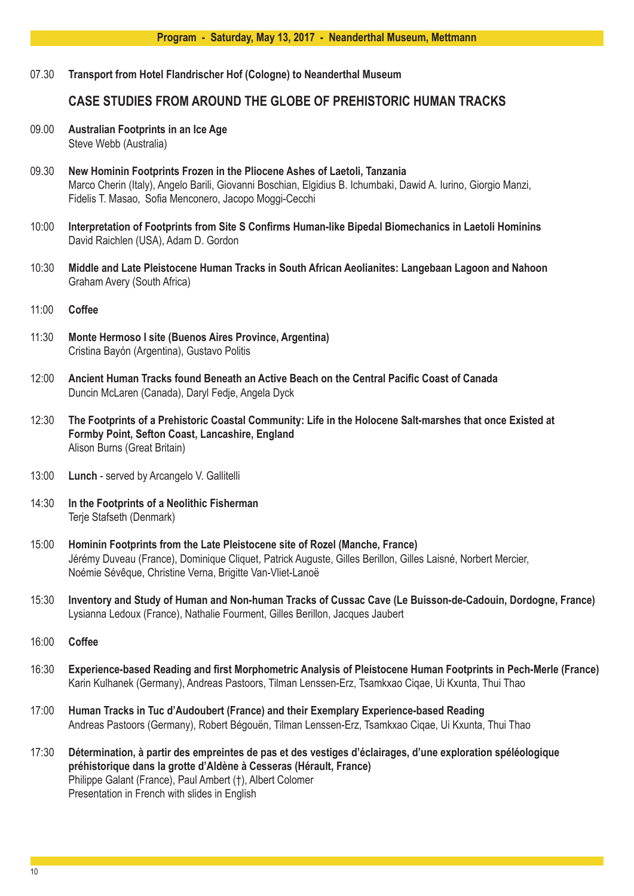**Program - Saturday, May 13, 2017 - Neanderthal Museum, Mettmann**

07.30 **Transport from Hotel Flandrischer Hof (Cologne) to Neanderthal Museum**

## CASE STUDIES FROM AROUND THE GLOBE OF PREHISTORIC HUMAN TRACKS

09.00 **Australian Footprints in an Ice Age**
Steve Webb (Australia)

09.30 **New Hominin Footprints Frozen in the Pliocene Ashes of Laetoli, Tanzania**
Marco Cherin (Italy), Angelo Barili, Giovanni Boschian, Elgidius B. Ichumbaki, Dawid A. Iurino, Giorgio Manzi, Fidelis T. Masao, Sofia Menconero, Jacopo Moggi-Cecchi

10:00 **Interpretation of Footprints from Site S Confirms Human-like Bipedal Biomechanics in Laetoli Hominins**
David Raichlen (USA), Adam D. Gordon

10:30 **Middle and Late Pleistocene Human Tracks in South African Aeolianites: Langebaan Lagoon and Nahoon**
Graham Avery (South Africa)

11:00 **Coffee**

11:30 **Monte Hermoso I site (Buenos Aires Province, Argentina)**
Cristina Bayón (Argentina), Gustavo Politis

12:00 **Ancient Human Tracks found Beneath an Active Beach on the Central Pacific Coast of Canada**
Duncin McLaren (Canada), Daryl Fedje, Angela Dyck

12:30 **The Footprints of a Prehistoric Coastal Community: Life in the Holocene Salt-marshes that once Existed at Formby Point, Sefton Coast, Lancashire, England**
Alison Burns (Great Britain)

13:00 **Lunch** - served by Arcangelo V. Gallitelli

14:30 **In the Footprints of a Neolithic Fisherman**
Terje Stafseth (Denmark)

15:00 **Hominin Footprints from the Late Pleistocene site of Rozel (Manche, France)**
Jérémy Duveau (France), Dominique Cliquet, Patrick Auguste, Gilles Berillon, Gilles Laisné, Norbert Mercier, Noémie Sévêque, Christine Verna, Brigitte Van-Vliet-Lanoë

15:30 **Inventory and Study of Human and Non-human Tracks of Cussac Cave (Le Buisson-de-Cadouin, Dordogne, France)**
Lysianna Ledoux (France), Nathalie Fourment, Gilles Berillon, Jacques Jaubert

16:00 **Coffee**

16:30 **Experience-based Reading and first Morphometric Analysis of Pleistocene Human Footprints in Pech-Merle (France)**
Karin Kulhanek (Germany), Andreas Pastoors, Tilman Lenssen-Erz, Tsamkxao Ciqae, Ui Kxunta, Thui Thao

17:00 **Human Tracks in Tuc d'Audoubert (France) and their Exemplary Experience-based Reading**
Andreas Pastoors (Germany), Robert Bégouën, Tilman Lenssen-Erz, Tsamkxao Ciqae, Ui Kxunta, Thui Thao

17:30 **Détermination, à partir des empreintes de pas et des vestiges d'éclairages, d'une exploration spéléologique préhistorique dans la grotte d'Aldène à Cesseras (Hérault, France)**
Philippe Galant (France), Paul Ambert (†), Albert Colomer
Presentation in French with slides in English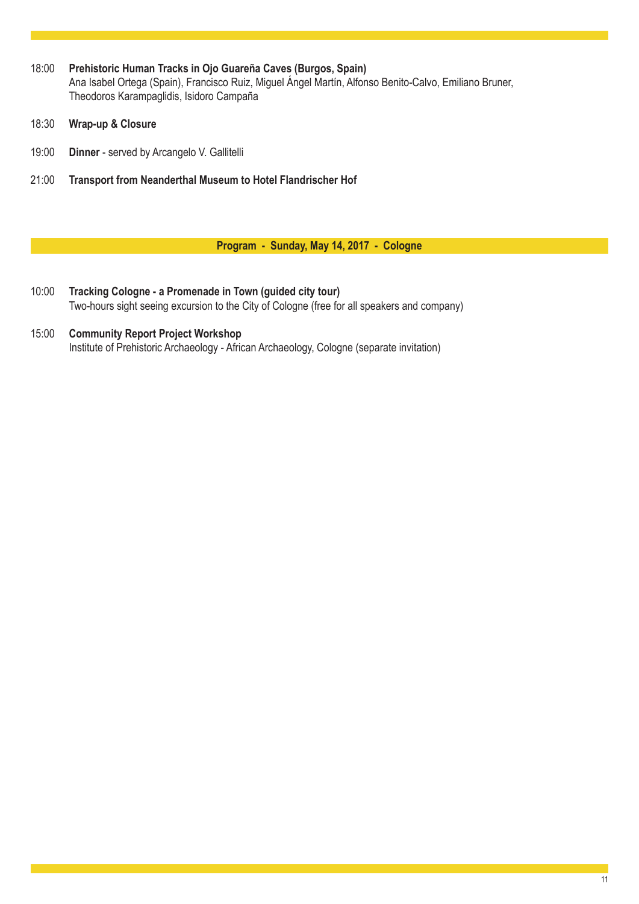18:00 **Prehistoric Human Tracks in Ojo Guareña Caves (Burgos, Spain)**
Ana Isabel Ortega (Spain), Francisco Ruiz, Miguel Ángel Martín, Alfonso Benito-Calvo, Emiliano Bruner, Theodoros Karampaglidis, Isidoro Campaña

18:30 **Wrap-up & Closure**

19:00 **Dinner** - served by Arcangelo V. Gallitelli

21:00 **Transport from Neanderthal Museum to Hotel Flandrischer Hof**

## Program - Sunday, May 14, 2017 - Cologne

10:00 **Tracking Cologne - a Promenade in Town (guided city tour)**
Two-hours sight seeing excursion to the City of Cologne (free for all speakers and company)

15:00 **Community Report Project Workshop**
Institute of Prehistoric Archaeology - African Archaeology, Cologne (separate invitation)